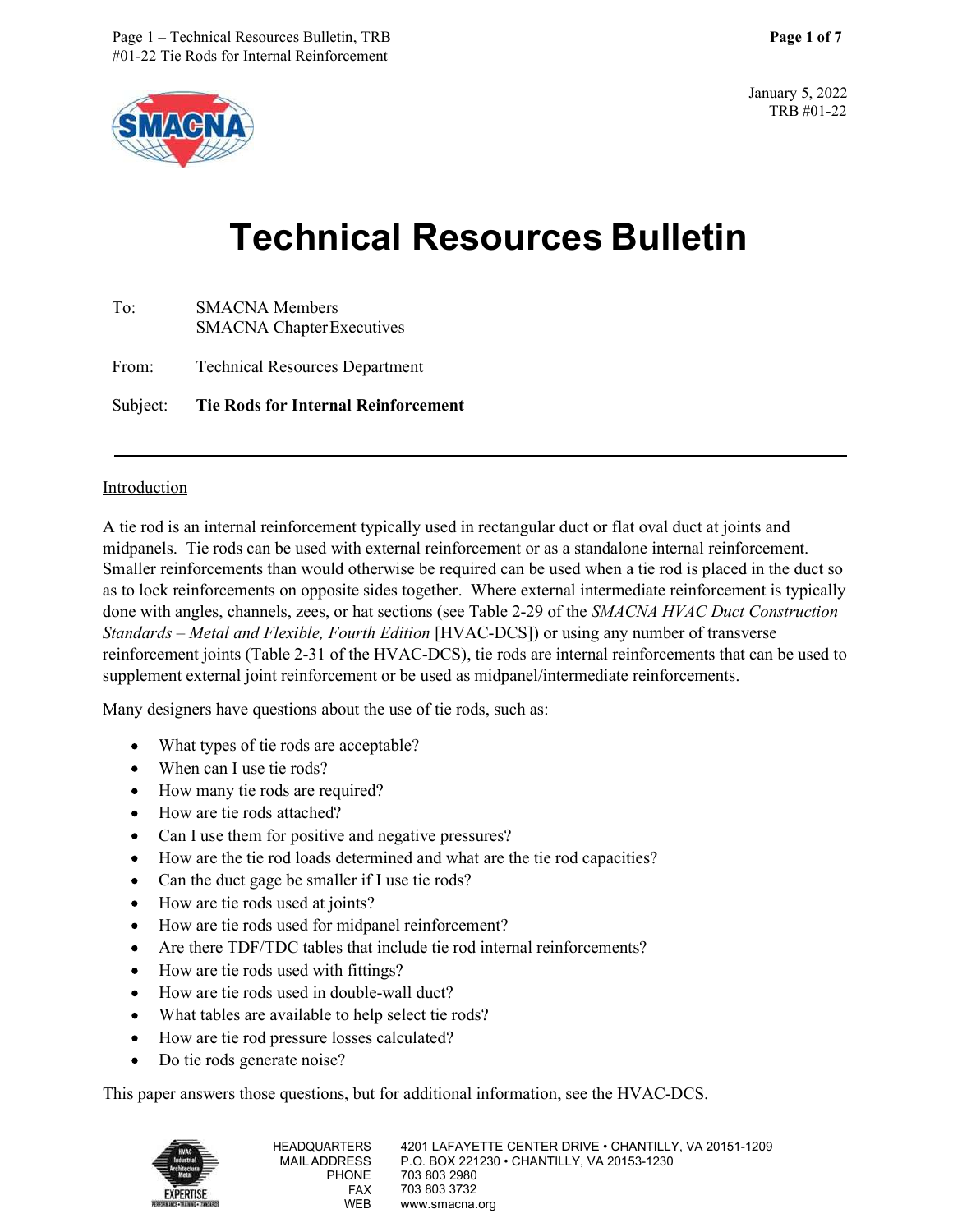January 5, 2022
TRB #01-22

# Technical Resources Bulletin

To: SMACNA Members
SMACNA Chapter Executives

From: Technical Resources Department

Subject: **Tie Rods for Internal Reinforcement**

---

## Introduction

A tie rod is an internal reinforcement typically used in rectangular duct or flat oval duct at joints and midpanels. Tie rods can be used with external reinforcement or as a standalone internal reinforcement. Smaller reinforcements than would otherwise be required can be used when a tie rod is placed in the duct so as to lock reinforcements on opposite sides together. Where external intermediate reinforcement is typically done with angles, channels, zees, or hat sections (see Table 2-29 of the *SMACNA HVAC Duct Construction Standards – Metal and Flexible, Fourth Edition* [HVAC-DCS]) or using any number of transverse reinforcement joints (Table 2-31 of the HVAC-DCS), tie rods are internal reinforcements that can be used to supplement external joint reinforcement or be used as midpanel/intermediate reinforcements.

Many designers have questions about the use of tie rods, such as:

- What types of tie rods are acceptable?
- When can I use tie rods?
- How many tie rods are required?
- How are tie rods attached?
- Can I use them for positive and negative pressures?
- How are the tie rod loads determined and what are the tie rod capacities?
- Can the duct gage be smaller if I use tie rods?
- How are tie rods used at joints?
- How are tie rods used for midpanel reinforcement?
- Are there TDF/TDC tables that include tie rod internal reinforcements?
- How are tie rods used with fittings?
- How are tie rods used in double-wall duct?
- What tables are available to help select tie rods?
- How are tie rod pressure losses calculated?
- Do tie rods generate noise?

This paper answers those questions, but for additional information, see the HVAC-DCS.

HEADQUARTERS 4201 LAFAYETTE CENTER DRIVE • CHANTILLY, VA 20151-1209
MAIL ADDRESS P.O. BOX 221230 • CHANTILLY, VA 20153-1230
PHONE 703 803 2980
FAX 703 803 3732
WEB www.smacna.org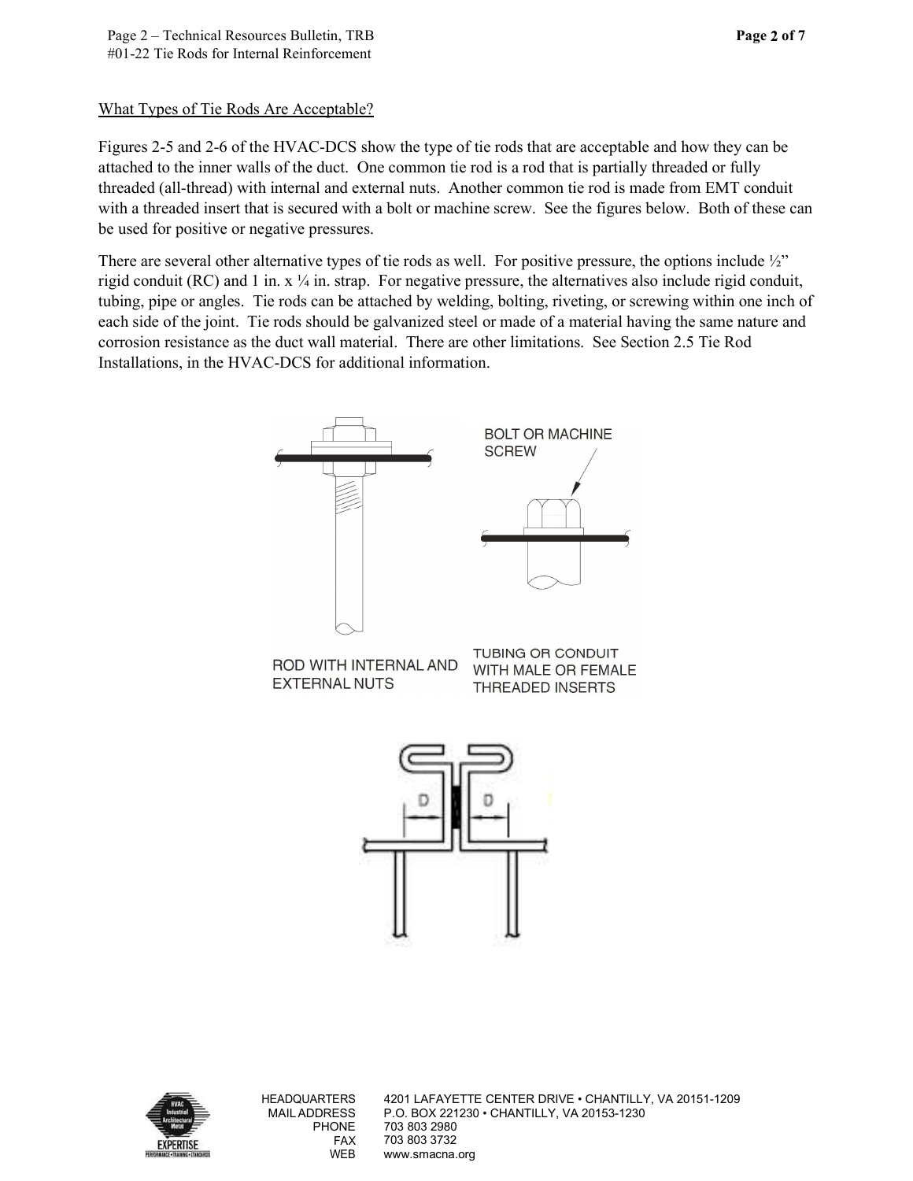What Types of Tie Rods Are Acceptable?

Figures 2-5 and 2-6 of the HVAC-DCS show the type of tie rods that are acceptable and how they can be attached to the inner walls of the duct. One common tie rod is a rod that is partially threaded or fully threaded (all-thread) with internal and external nuts. Another common tie rod is made from EMT conduit with a threaded insert that is secured with a bolt or machine screw. See the figures below. Both of these can be used for positive or negative pressures.

There are several other alternative types of tie rods as well. For positive pressure, the options include ½" rigid conduit (RC) and 1 in. x ¼ in. strap. For negative pressure, the alternatives also include rigid conduit, tubing, pipe or angles. Tie rods can be attached by welding, bolting, riveting, or screwing within one inch of each side of the joint. Tie rods should be galvanized steel or made of a material having the same nature and corrosion resistance as the duct wall material. There are other limitations. See Section 2.5 Tie Rod Installations, in the HVAC-DCS for additional information.

ROD WITH INTERNAL AND EXTERNAL NUTS

BOLT OR MACHINE SCREW

TUBING OR CONDUIT WITH MALE OR FEMALE THREADED INSERTS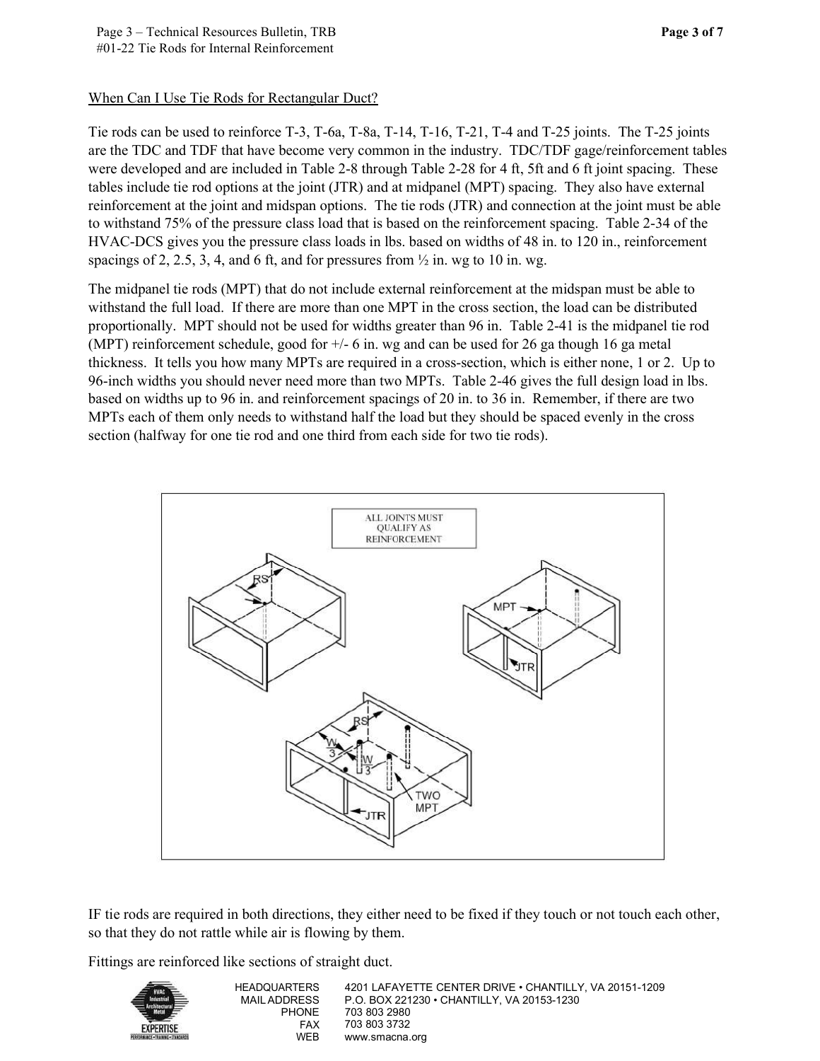When Can I Use Tie Rods for Rectangular Duct?

Tie rods can be used to reinforce T-3, T-6a, T-8a, T-14, T-16, T-21, T-4 and T-25 joints. The T-25 joints are the TDC and TDF that have become very common in the industry. TDC/TDF gage/reinforcement tables were developed and are included in Table 2-8 through Table 2-28 for 4 ft, 5ft and 6 ft joint spacing. These tables include tie rod options at the joint (JTR) and at midpanel (MPT) spacing. They also have external reinforcement at the joint and midspan options. The tie rods (JTR) and connection at the joint must be able to withstand 75% of the pressure class load that is based on the reinforcement spacing. Table 2-34 of the HVAC-DCS gives you the pressure class loads in lbs. based on widths of 48 in. to 120 in., reinforcement spacings of 2, 2.5, 3, 4, and 6 ft, and for pressures from ½ in. wg to 10 in. wg.

The midpanel tie rods (MPT) that do not include external reinforcement at the midspan must be able to withstand the full load. If there are more than one MPT in the cross section, the load can be distributed proportionally. MPT should not be used for widths greater than 96 in. Table 2-41 is the midpanel tie rod (MPT) reinforcement schedule, good for +/- 6 in. wg and can be used for 26 ga though 16 ga metal thickness. It tells you how many MPTs are required in a cross-section, which is either none, 1 or 2. Up to 96-inch widths you should never need more than two MPTs. Table 2-46 gives the full design load in lbs. based on widths up to 96 in. and reinforcement spacings of 20 in. to 36 in. Remember, if there are two MPTs each of them only needs to withstand half the load but they should be spaced evenly in the cross section (halfway for one tie rod and one third from each side for two tie rods).

IF tie rods are required in both directions, they either need to be fixed if they touch or not touch each other, so that they do not rattle while air is flowing by them.

Fittings are reinforced like sections of straight duct.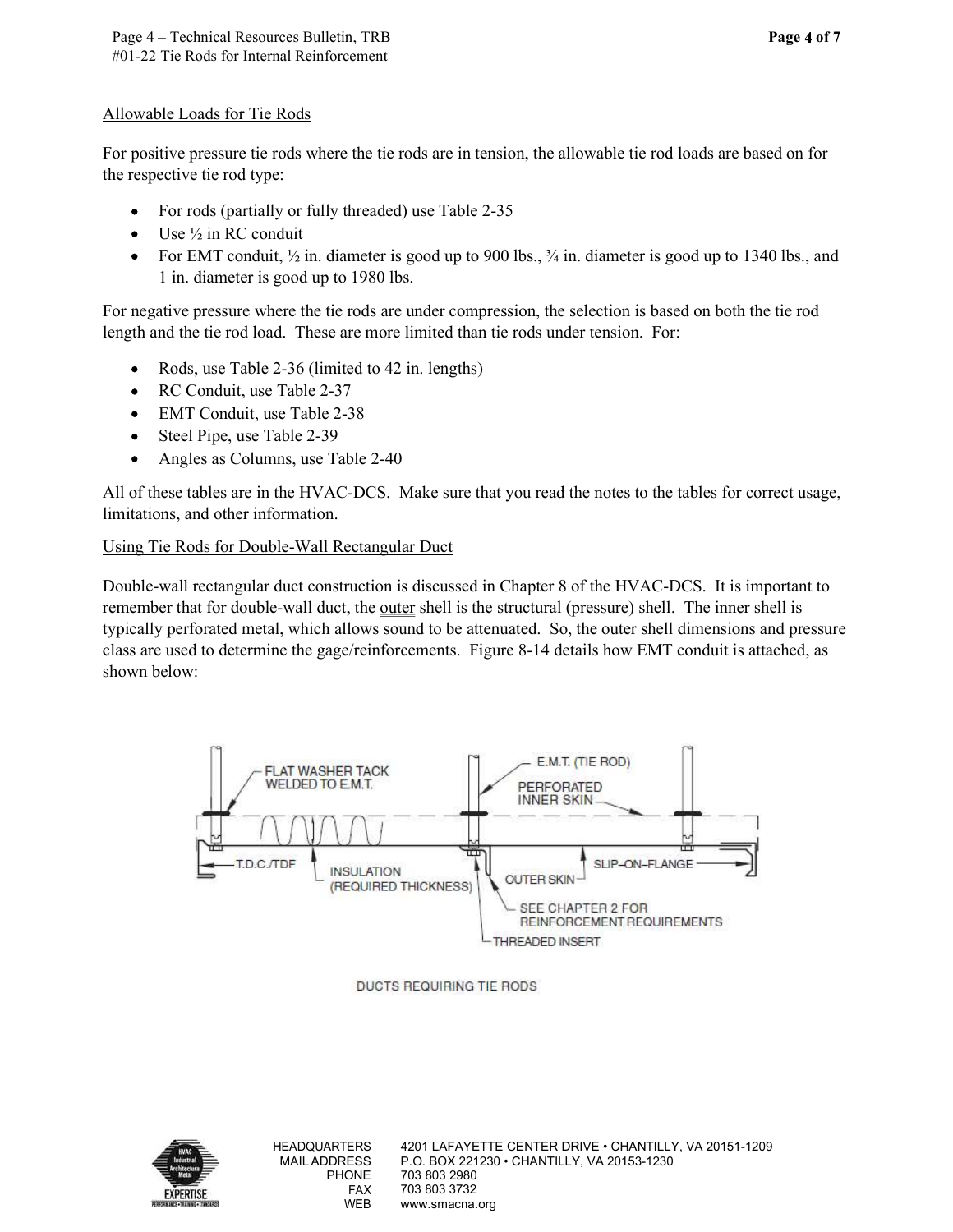<u>Allowable Loads for Tie Rods</u>

For positive pressure tie rods where the tie rods are in tension, the allowable tie rod loads are based on for the respective tie rod type:

- For rods (partially or fully threaded) use Table 2-35
- Use ½ in RC conduit
- For EMT conduit, ½ in. diameter is good up to 900 lbs., ¾ in. diameter is good up to 1340 lbs., and 1 in. diameter is good up to 1980 lbs.

For negative pressure where the tie rods are under compression, the selection is based on both the tie rod length and the tie rod load. These are more limited than tie rods under tension. For:

- Rods, use Table 2-36 (limited to 42 in. lengths)
- RC Conduit, use Table 2-37
- EMT Conduit, use Table 2-38
- Steel Pipe, use Table 2-39
- Angles as Columns, use Table 2-40

All of these tables are in the HVAC-DCS. Make sure that you read the notes to the tables for correct usage, limitations, and other information.

<u>Using Tie Rods for Double-Wall Rectangular Duct</u>

Double-wall rectangular duct construction is discussed in Chapter 8 of the HVAC-DCS. It is important to remember that for double-wall duct, the <u>outer</u> shell is the structural (pressure) shell. The inner shell is typically perforated metal, which allows sound to be attenuated. So, the outer shell dimensions and pressure class are used to determine the gage/reinforcements. Figure 8-14 details how EMT conduit is attached, as shown below:

FLAT WASHER TACK WELDED TO E.M.T.; E.M.T. (TIE ROD); PERFORATED INNER SKIN; T.D.C./TDF; INSULATION (REQUIRED THICKNESS); OUTER SKIN; SLIP-ON-FLANGE; SEE CHAPTER 2 FOR REINFORCEMENT REQUIREMENTS; THREADED INSERT

DUCTS REQUIRING TIE RODS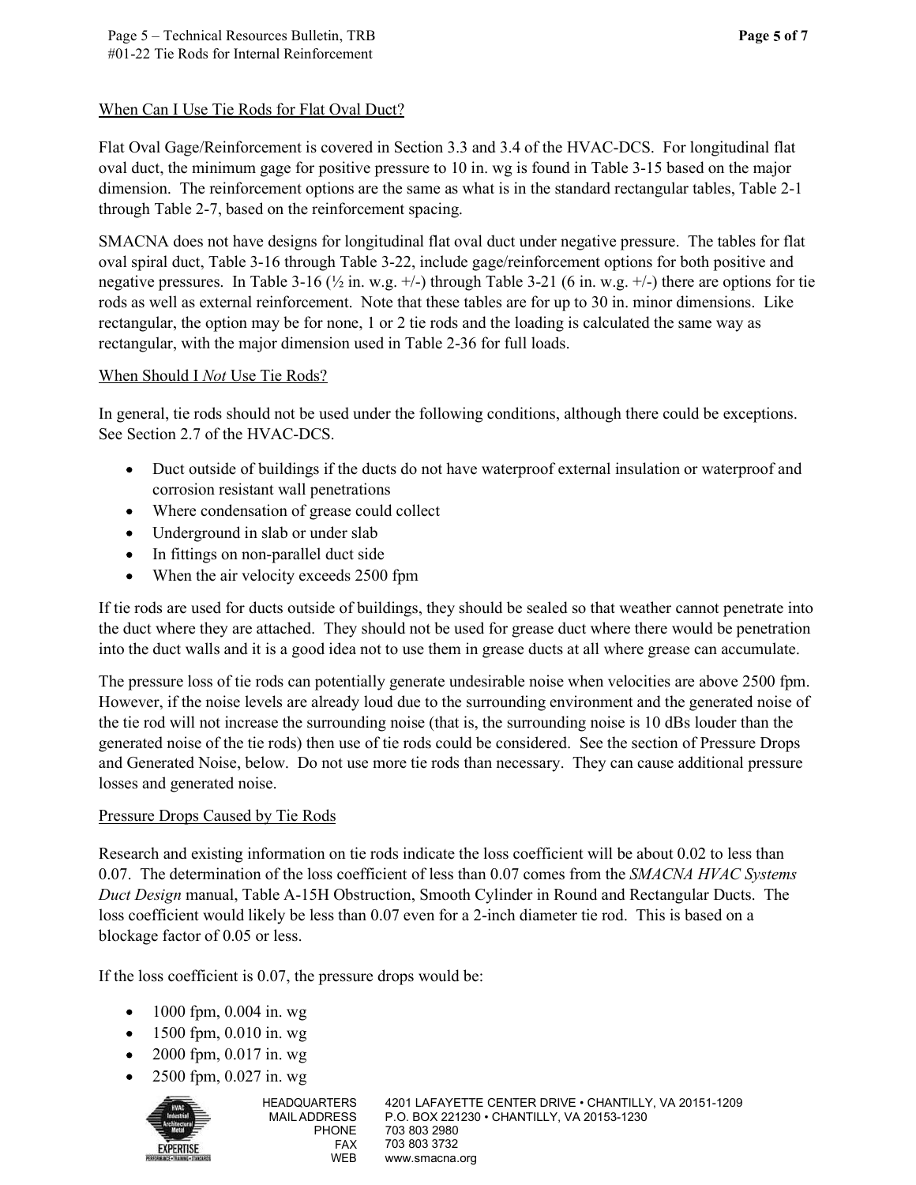When Can I Use Tie Rods for Flat Oval Duct?

Flat Oval Gage/Reinforcement is covered in Section 3.3 and 3.4 of the HVAC-DCS. For longitudinal flat oval duct, the minimum gage for positive pressure to 10 in. wg is found in Table 3-15 based on the major dimension. The reinforcement options are the same as what is in the standard rectangular tables, Table 2-1 through Table 2-7, based on the reinforcement spacing.

SMACNA does not have designs for longitudinal flat oval duct under negative pressure. The tables for flat oval spiral duct, Table 3-16 through Table 3-22, include gage/reinforcement options for both positive and negative pressures. In Table 3-16 (½ in. w.g. +/-) through Table 3-21 (6 in. w.g. +/-) there are options for tie rods as well as external reinforcement. Note that these tables are for up to 30 in. minor dimensions. Like rectangular, the option may be for none, 1 or 2 tie rods and the loading is calculated the same way as rectangular, with the major dimension used in Table 2-36 for full loads.

When Should I *Not* Use Tie Rods?

In general, tie rods should not be used under the following conditions, although there could be exceptions. See Section 2.7 of the HVAC-DCS.

- Duct outside of buildings if the ducts do not have waterproof external insulation or waterproof and corrosion resistant wall penetrations
- Where condensation of grease could collect
- Underground in slab or under slab
- In fittings on non-parallel duct side
- When the air velocity exceeds 2500 fpm

If tie rods are used for ducts outside of buildings, they should be sealed so that weather cannot penetrate into the duct where they are attached. They should not be used for grease duct where there would be penetration into the duct walls and it is a good idea not to use them in grease ducts at all where grease can accumulate.

The pressure loss of tie rods can potentially generate undesirable noise when velocities are above 2500 fpm. However, if the noise levels are already loud due to the surrounding environment and the generated noise of the tie rod will not increase the surrounding noise (that is, the surrounding noise is 10 dBs louder than the generated noise of the tie rods) then use of tie rods could be considered. See the section of Pressure Drops and Generated Noise, below. Do not use more tie rods than necessary. They can cause additional pressure losses and generated noise.

Pressure Drops Caused by Tie Rods

Research and existing information on tie rods indicate the loss coefficient will be about 0.02 to less than 0.07. The determination of the loss coefficient of less than 0.07 comes from the *SMACNA HVAC Systems Duct Design* manual, Table A-15H Obstruction, Smooth Cylinder in Round and Rectangular Ducts. The loss coefficient would likely be less than 0.07 even for a 2-inch diameter tie rod. This is based on a blockage factor of 0.05 or less.

If the loss coefficient is 0.07, the pressure drops would be:

- 1000 fpm, 0.004 in. wg
- 1500 fpm, 0.010 in. wg
- 2000 fpm, 0.017 in. wg
- 2500 fpm, 0.027 in. wg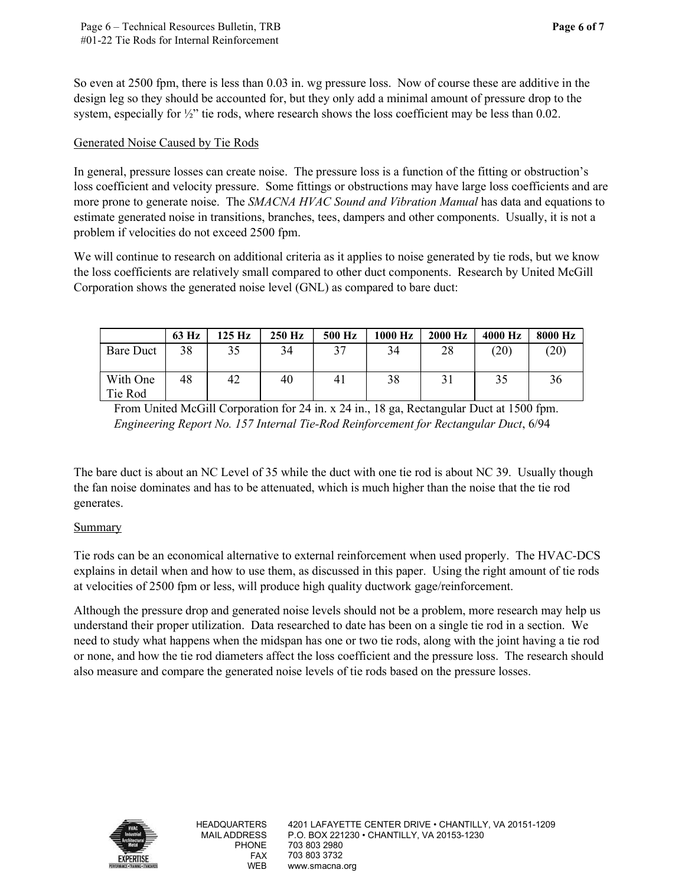So even at 2500 fpm, there is less than 0.03 in. wg pressure loss. Now of course these are additive in the design leg so they should be accounted for, but they only add a minimal amount of pressure drop to the system, especially for ½" tie rods, where research shows the loss coefficient may be less than 0.02.

## Generated Noise Caused by Tie Rods

In general, pressure losses can create noise. The pressure loss is a function of the fitting or obstruction's loss coefficient and velocity pressure. Some fittings or obstructions may have large loss coefficients and are more prone to generate noise. The *SMACNA HVAC Sound and Vibration Manual* has data and equations to estimate generated noise in transitions, branches, tees, dampers and other components. Usually, it is not a problem if velocities do not exceed 2500 fpm.

We will continue to research on additional criteria as it applies to noise generated by tie rods, but we know the loss coefficients are relatively small compared to other duct components. Research by United McGill Corporation shows the generated noise level (GNL) as compared to bare duct:

| | 63 Hz | 125 Hz | 250 Hz | 500 Hz | 1000 Hz | 2000 Hz | 4000 Hz | 8000 Hz |
|---|---|---|---|---|---|---|---|---|
| Bare Duct | 38 | 35 | 34 | 37 | 34 | 28 | (20) | (20) |
| With One Tie Rod | 48 | 42 | 40 | 41 | 38 | 31 | 35 | 36 |

From United McGill Corporation for 24 in. x 24 in., 18 ga, Rectangular Duct at 1500 fpm.
*Engineering Report No. 157 Internal Tie-Rod Reinforcement for Rectangular Duct*, 6/94

The bare duct is about an NC Level of 35 while the duct with one tie rod is about NC 39. Usually though the fan noise dominates and has to be attenuated, which is much higher than the noise that the tie rod generates.

## Summary

Tie rods can be an economical alternative to external reinforcement when used properly. The HVAC-DCS explains in detail when and how to use them, as discussed in this paper. Using the right amount of tie rods at velocities of 2500 fpm or less, will produce high quality ductwork gage/reinforcement.

Although the pressure drop and generated noise levels should not be a problem, more research may help us understand their proper utilization. Data researched to date has been on a single tie rod in a section. We need to study what happens when the midspan has one or two tie rods, along with the joint having a tie rod or none, and how the tie rod diameters affect the loss coefficient and the pressure loss. The research should also measure and compare the generated noise levels of tie rods based on the pressure losses.

HEADQUARTERS 4201 LAFAYETTE CENTER DRIVE • CHANTILLY, VA 20151-1209
MAIL ADDRESS P.O. BOX 221230 • CHANTILLY, VA 20153-1230
PHONE 703 803 2980
FAX 703 803 3732
WEB www.smacna.org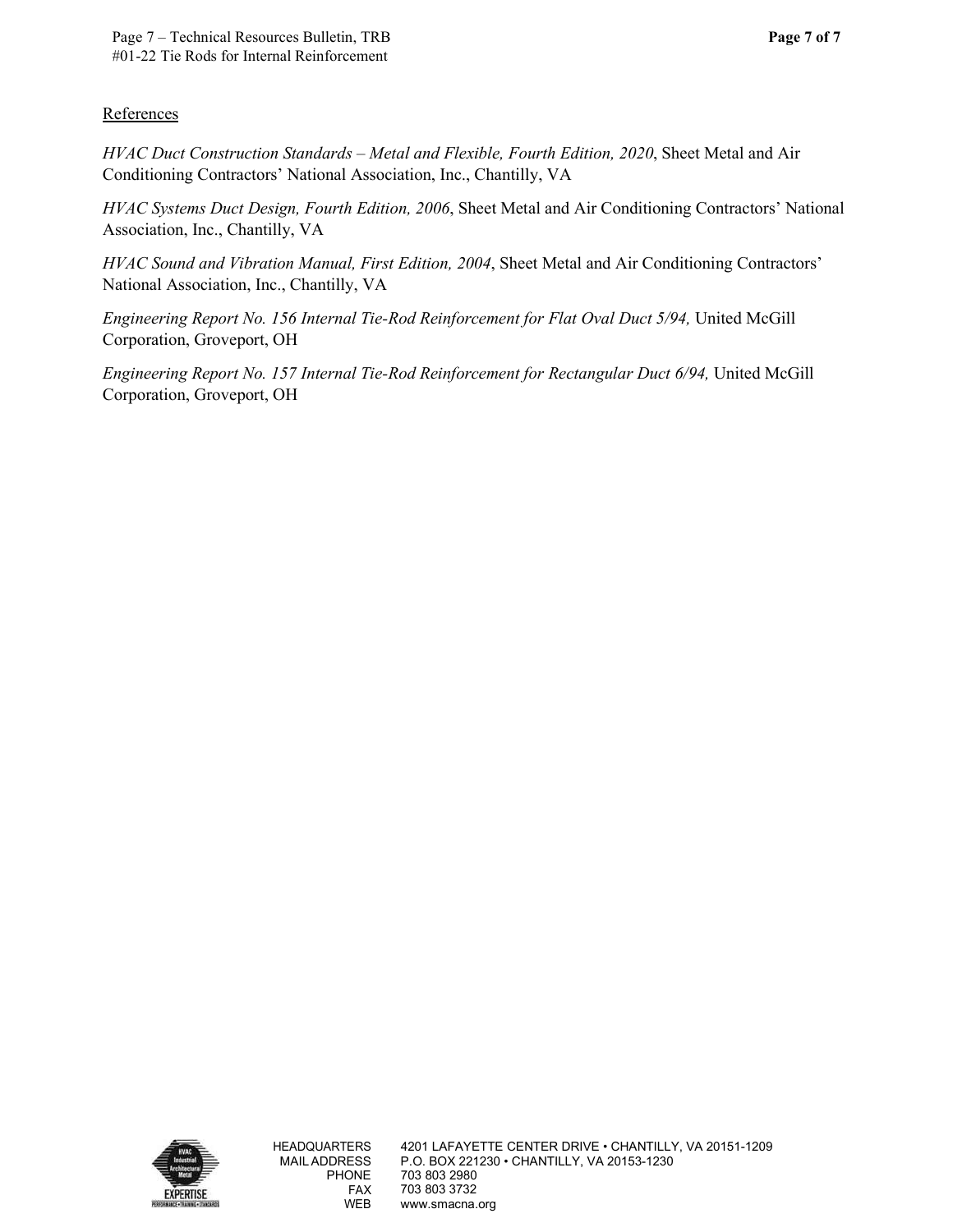References

*HVAC Duct Construction Standards – Metal and Flexible, Fourth Edition, 2020*, Sheet Metal and Air Conditioning Contractors' National Association, Inc., Chantilly, VA

*HVAC Systems Duct Design, Fourth Edition, 2006*, Sheet Metal and Air Conditioning Contractors' National Association, Inc., Chantilly, VA

*HVAC Sound and Vibration Manual, First Edition, 2004*, Sheet Metal and Air Conditioning Contractors' National Association, Inc., Chantilly, VA

*Engineering Report No. 156 Internal Tie-Rod Reinforcement for Flat Oval Duct 5/94,* United McGill Corporation, Groveport, OH

*Engineering Report No. 157 Internal Tie-Rod Reinforcement for Rectangular Duct 6/94,* United McGill Corporation, Groveport, OH

HEADQUARTERS 4201 LAFAYETTE CENTER DRIVE • CHANTILLY, VA 20151-1209
MAIL ADDRESS P.O. BOX 221230 • CHANTILLY, VA 20153-1230
PHONE 703 803 2980
FAX 703 803 3732
WEB www.smacna.org